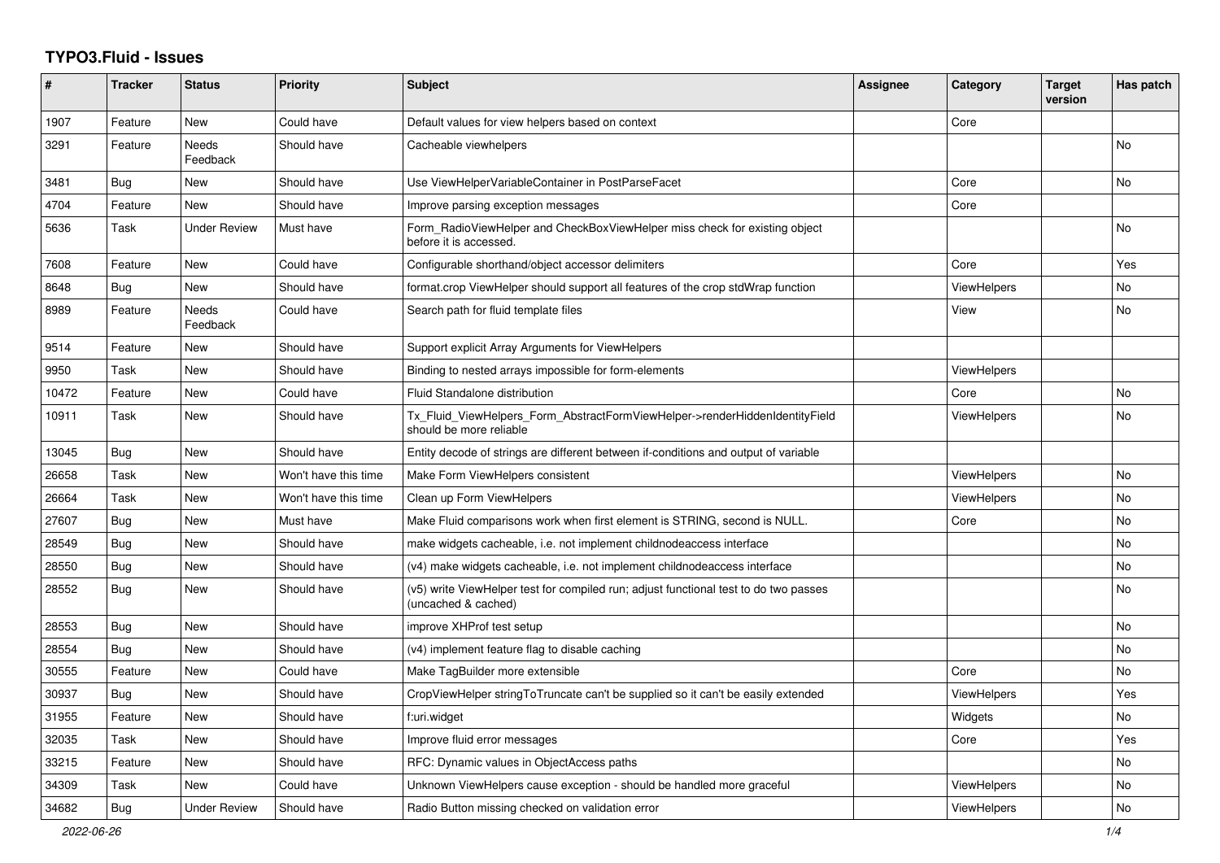# TYPO3.Fluid - Issues

| # | Tracker | Status | Priority | Subject | Assignee | Category | Target version | Has patch |
|---|---|---|---|---|---|---|---|---|
| 1907 | Feature | New | Could have | Default values for view helpers based on context | | Core | | |
| 3291 | Feature | Needs Feedback | Should have | Cacheable viewhelpers | | | | No |
| 3481 | Bug | New | Should have | Use ViewHelperVariableContainer in PostParseFacet | | Core | | No |
| 4704 | Feature | New | Should have | Improve parsing exception messages | | Core | | |
| 5636 | Task | Under Review | Must have | Form_RadioViewHelper and CheckBoxViewHelper miss check for existing object before it is accessed. | | | | No |
| 7608 | Feature | New | Could have | Configurable shorthand/object accessor delimiters | | Core | | Yes |
| 8648 | Bug | New | Should have | format.crop ViewHelper should support all features of the crop stdWrap function | | ViewHelpers | | No |
| 8989 | Feature | Needs Feedback | Could have | Search path for fluid template files | | View | | No |
| 9514 | Feature | New | Should have | Support explicit Array Arguments for ViewHelpers | | | | |
| 9950 | Task | New | Should have | Binding to nested arrays impossible for form-elements | | ViewHelpers | | |
| 10472 | Feature | New | Could have | Fluid Standalone distribution | | Core | | No |
| 10911 | Task | New | Should have | Tx_Fluid_ViewHelpers_Form_AbstractFormViewHelper->renderHiddenIdentityField should be more reliable | | ViewHelpers | | No |
| 13045 | Bug | New | Should have | Entity decode of strings are different between if-conditions and output of variable | | | | |
| 26658 | Task | New | Won't have this time | Make Form ViewHelpers consistent | | ViewHelpers | | No |
| 26664 | Task | New | Won't have this time | Clean up Form ViewHelpers | | ViewHelpers | | No |
| 27607 | Bug | New | Must have | Make Fluid comparisons work when first element is STRING, second is NULL. | | Core | | No |
| 28549 | Bug | New | Should have | make widgets cacheable, i.e. not implement childnodeaccess interface | | | | No |
| 28550 | Bug | New | Should have | (v4) make widgets cacheable, i.e. not implement childnodeaccess interface | | | | No |
| 28552 | Bug | New | Should have | (v5) write ViewHelper test for compiled run; adjust functional test to do two passes (uncached & cached) | | | | No |
| 28553 | Bug | New | Should have | improve XHProf test setup | | | | No |
| 28554 | Bug | New | Should have | (v4) implement feature flag to disable caching | | | | No |
| 30555 | Feature | New | Could have | Make TagBuilder more extensible | | Core | | No |
| 30937 | Bug | New | Should have | CropViewHelper stringToTruncate can't be supplied so it can't be easily extended | | ViewHelpers | | Yes |
| 31955 | Feature | New | Should have | f:uri.widget | | Widgets | | No |
| 32035 | Task | New | Should have | Improve fluid error messages | | Core | | Yes |
| 33215 | Feature | New | Should have | RFC: Dynamic values in ObjectAccess paths | | | | No |
| 34309 | Task | New | Could have | Unknown ViewHelpers cause exception - should be handled more graceful | | ViewHelpers | | No |
| 34682 | Bug | Under Review | Should have | Radio Button missing checked on validation error | | ViewHelpers | | No |

2022-06-26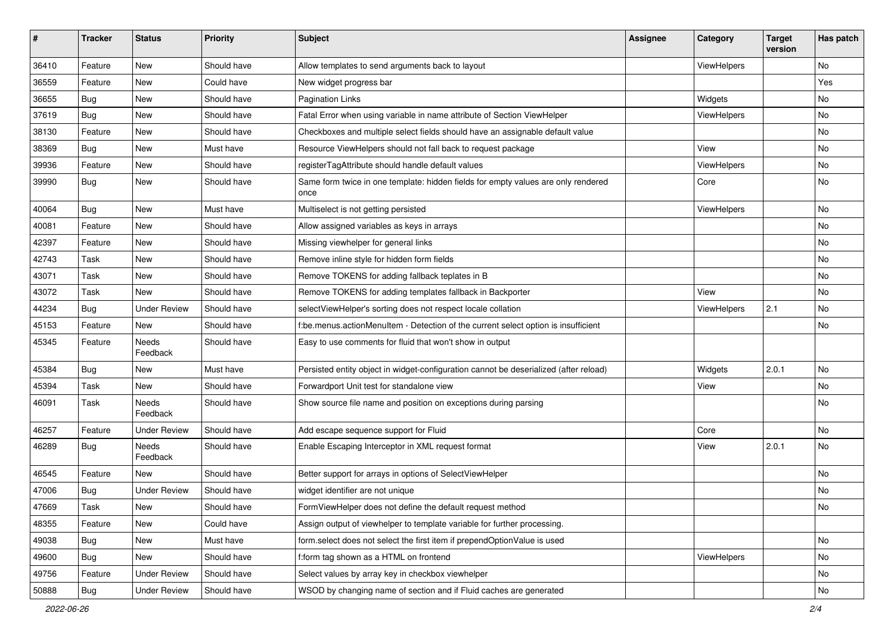| # | Tracker | Status | Priority | Subject | Assignee | Category | Target version | Has patch |
|---|---|---|---|---|---|---|---|---|
| 36410 | Feature | New | Should have | Allow templates to send arguments back to layout | | ViewHelpers | | No |
| 36559 | Feature | New | Could have | New widget progress bar | | | | Yes |
| 36655 | Bug | New | Should have | Pagination Links | | Widgets | | No |
| 37619 | Bug | New | Should have | Fatal Error when using variable in name attribute of Section ViewHelper | | ViewHelpers | | No |
| 38130 | Feature | New | Should have | Checkboxes and multiple select fields should have an assignable default value | | | | No |
| 38369 | Bug | New | Must have | Resource ViewHelpers should not fall back to request package | | View | | No |
| 39936 | Feature | New | Should have | registerTagAttribute should handle default values | | ViewHelpers | | No |
| 39990 | Bug | New | Should have | Same form twice in one template: hidden fields for empty values are only rendered once | | Core | | No |
| 40064 | Bug | New | Must have | Multiselect is not getting persisted | | ViewHelpers | | No |
| 40081 | Feature | New | Should have | Allow assigned variables as keys in arrays | | | | No |
| 42397 | Feature | New | Should have | Missing viewhelper for general links | | | | No |
| 42743 | Task | New | Should have | Remove inline style for hidden form fields | | | | No |
| 43071 | Task | New | Should have | Remove TOKENS for adding fallback teplates in B | | | | No |
| 43072 | Task | New | Should have | Remove TOKENS for adding templates fallback in Backporter | | View | | No |
| 44234 | Bug | Under Review | Should have | selectViewHelper's sorting does not respect locale collation | | ViewHelpers | 2.1 | No |
| 45153 | Feature | New | Should have | f:be.menus.actionMenuItem - Detection of the current select option is insufficient | | | | No |
| 45345 | Feature | Needs Feedback | Should have | Easy to use comments for fluid that won't show in output | | | | |
| 45384 | Bug | New | Must have | Persisted entity object in widget-configuration cannot be deserialized (after reload) | | Widgets | 2.0.1 | No |
| 45394 | Task | New | Should have | Forwardport Unit test for standalone view | | View | | No |
| 46091 | Task | Needs Feedback | Should have | Show source file name and position on exceptions during parsing | | | | No |
| 46257 | Feature | Under Review | Should have | Add escape sequence support for Fluid | | Core | | No |
| 46289 | Bug | Needs Feedback | Should have | Enable Escaping Interceptor in XML request format | | View | 2.0.1 | No |
| 46545 | Feature | New | Should have | Better support for arrays in options of SelectViewHelper | | | | No |
| 47006 | Bug | Under Review | Should have | widget identifier are not unique | | | | No |
| 47669 | Task | New | Should have | FormViewHelper does not define the default request method | | | | No |
| 48355 | Feature | New | Could have | Assign output of viewhelper to template variable for further processing. | | | | |
| 49038 | Bug | New | Must have | form.select does not select the first item if prependOptionValue is used | | | | No |
| 49600 | Bug | New | Should have | f:form tag shown as a HTML on frontend | | ViewHelpers | | No |
| 49756 | Feature | Under Review | Should have | Select values by array key in checkbox viewhelper | | | | No |
| 50888 | Bug | Under Review | Should have | WSOD by changing name of section and if Fluid caches are generated | | | | No |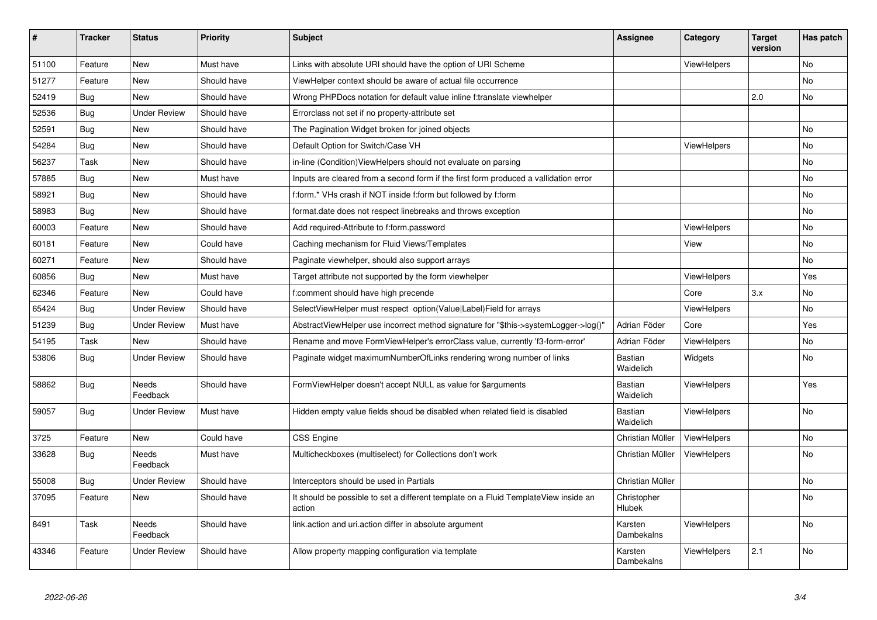| # | Tracker | Status | Priority | Subject | Assignee | Category | Target version | Has patch |
|---|---|---|---|---|---|---|---|---|
| 51100 | Feature | New | Must have | Links with absolute URI should have the option of URI Scheme | | ViewHelpers | | No |
| 51277 | Feature | New | Should have | ViewHelper context should be aware of actual file occurrence | | | | No |
| 52419 | Bug | New | Should have | Wrong PHPDocs notation for default value inline f:translate viewhelper | | | 2.0 | No |
| 52536 | Bug | Under Review | Should have | Errorclass not set if no property-attribute set | | | | |
| 52591 | Bug | New | Should have | The Pagination Widget broken for joined objects | | | | No |
| 54284 | Bug | New | Should have | Default Option for Switch/Case VH | | ViewHelpers | | No |
| 56237 | Task | New | Should have | in-line (Condition)ViewHelpers should not evaluate on parsing | | | | No |
| 57885 | Bug | New | Must have | Inputs are cleared from a second form if the first form produced a vallidation error | | | | No |
| 58921 | Bug | New | Should have | f:form.* VHs crash if NOT inside f:form but followed by f:form | | | | No |
| 58983 | Bug | New | Should have | format.date does not respect linebreaks and throws exception | | | | No |
| 60003 | Feature | New | Should have | Add required-Attribute to f:form.password | | ViewHelpers | | No |
| 60181 | Feature | New | Could have | Caching mechanism for Fluid Views/Templates | | View | | No |
| 60271 | Feature | New | Should have | Paginate viewhelper, should also support arrays | | | | No |
| 60856 | Bug | New | Must have | Target attribute not supported by the form viewhelper | | ViewHelpers | | Yes |
| 62346 | Feature | New | Could have | f:comment should have high precende | | Core | 3.x | No |
| 65424 | Bug | Under Review | Should have | SelectViewHelper must respect option(Value\|Label)Field for arrays | | ViewHelpers | | No |
| 51239 | Bug | Under Review | Must have | AbstractViewHelper use incorrect method signature for "$this->systemLogger->log()" | Adrian Föder | Core | | Yes |
| 54195 | Task | New | Should have | Rename and move FormViewHelper's errorClass value, currently 'f3-form-error' | Adrian Föder | ViewHelpers | | No |
| 53806 | Bug | Under Review | Should have | Paginate widget maximumNumberOfLinks rendering wrong number of links | Bastian Waidelich | Widgets | | No |
| 58862 | Bug | Needs Feedback | Should have | FormViewHelper doesn't accept NULL as value for $arguments | Bastian Waidelich | ViewHelpers | | Yes |
| 59057 | Bug | Under Review | Must have | Hidden empty value fields shoud be disabled when related field is disabled | Bastian Waidelich | ViewHelpers | | No |
| 3725 | Feature | New | Could have | CSS Engine | Christian Müller | ViewHelpers | | No |
| 33628 | Bug | Needs Feedback | Must have | Multicheckboxes (multiselect) for Collections don't work | Christian Müller | ViewHelpers | | No |
| 55008 | Bug | Under Review | Should have | Interceptors should be used in Partials | Christian Müller | | | No |
| 37095 | Feature | New | Should have | It should be possible to set a different template on a Fluid TemplateView inside an action | Christopher Hlubek | | | No |
| 8491 | Task | Needs Feedback | Should have | link.action and uri.action differ in absolute argument | Karsten Dambekalns | ViewHelpers | | No |
| 43346 | Feature | Under Review | Should have | Allow property mapping configuration via template | Karsten Dambekalns | ViewHelpers | 2.1 | No |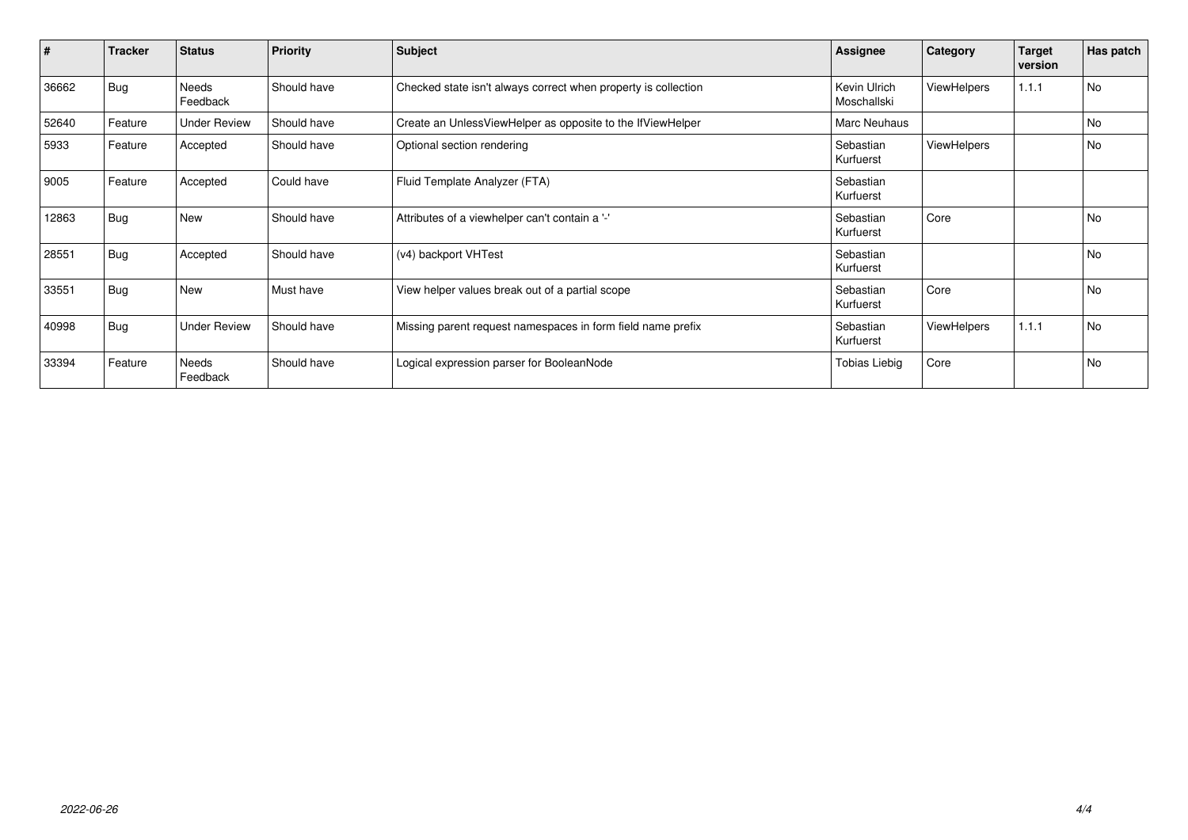| # | Tracker | Status | Priority | Subject | Assignee | Category | Target version | Has patch |
|---|---|---|---|---|---|---|---|---|
| 36662 | Bug | Needs Feedback | Should have | Checked state isn't always correct when property is collection | Kevin Ulrich Moschallski | ViewHelpers | 1.1.1 | No |
| 52640 | Feature | Under Review | Should have | Create an UnlessViewHelper as opposite to the IfViewHelper | Marc Neuhaus | | | No |
| 5933 | Feature | Accepted | Should have | Optional section rendering | Sebastian Kurfuerst | ViewHelpers | | No |
| 9005 | Feature | Accepted | Could have | Fluid Template Analyzer (FTA) | Sebastian Kurfuerst | | | |
| 12863 | Bug | New | Should have | Attributes of a viewhelper can't contain a '-' | Sebastian Kurfuerst | Core | | No |
| 28551 | Bug | Accepted | Should have | (v4) backport VHTest | Sebastian Kurfuerst | | | No |
| 33551 | Bug | New | Must have | View helper values break out of a partial scope | Sebastian Kurfuerst | Core | | No |
| 40998 | Bug | Under Review | Should have | Missing parent request namespaces in form field name prefix | Sebastian Kurfuerst | ViewHelpers | 1.1.1 | No |
| 33394 | Feature | Needs Feedback | Should have | Logical expression parser for BooleanNode | Tobias Liebig | Core | | No |

*2022-06-26*